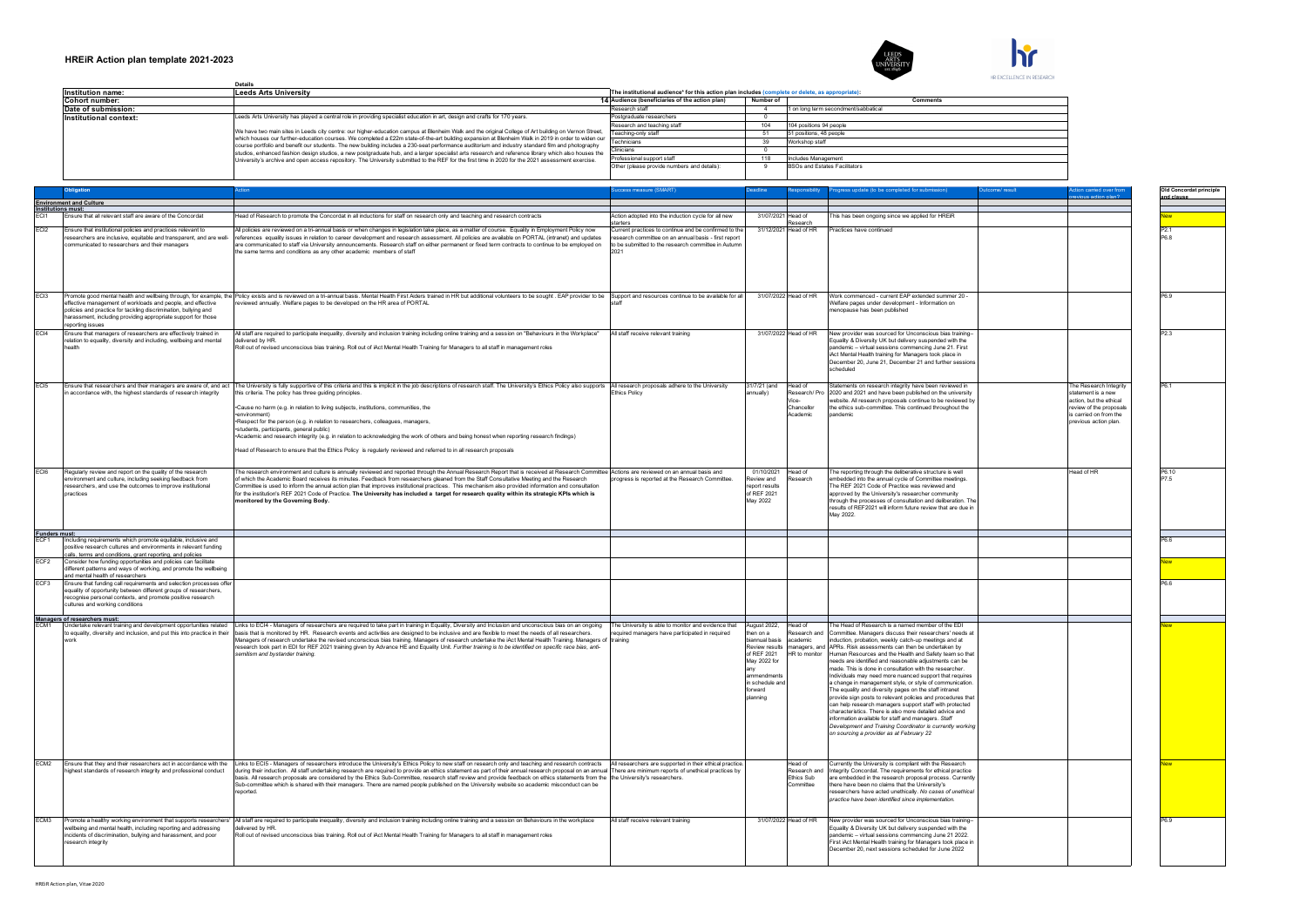# HREiR Action plan template 2021-2023

| Details | |
|---|---|
| **Institution name:** | **Leeds Arts University** |
| **Cohort number:** | 14 |
| **Date of submission:** | |
| **Institutional context:** | Leeds Arts University has played a central role in providing specialist education in art, design and crafts for 170 years.<br><br>We have two main sites in Leeds city centre: our higher-education campus at Blenheim Walk and the original College of Art building on Vernon Street, which houses our further-education courses. We completed a £22m state-of-the-art building expansion at Blenheim Walk in 2019 in order to widen our course portfolio and benefit our students. The new building includes a 230-seat performance auditorium and industry standard film and photography studios, enhanced fashion design studios, a new postgraduate hub, and a larger specialist arts research and reference library which also houses the University's archive and open access repository. The University submitted to the REF for the first time in 2020 for the 2021 assessment exercise. |

The institutional audience* for this action plan includes (complete or delete, as appropriate):

| Audience (beneficiaries of the action plan) | Number of | Comments |
|---|---|---|
| Research staff | 4 | 1 on long term secondment/sabbatical |
| Postgraduate researchers | 0 | |
| Research and teaching staff | 104 | 104 positions 94 people |
| Teaching-only staff | 51 | 51 positions, 48 people |
| Technicians | 39 | Workshop staff |
| Clinicians | 0 | |
| Professional support staff | 118 | Includes Management |
| Other (please provide numbers and details): | 9 | BSOs and Estates Facilitators |

| | Obligation | Action | Success measure (SMART) | Deadline | Responsibility | Progress update (to be completed for submission) | Outcome/ result | Action carried over from previous action plan? | Old Concordat principle and clause |
|---|---|---|---|---|---|---|---|---|---|
| **Environment and Culture** | | | | | | | | | |
| **Institutions must:** | | | | | | | | | |
| ECI1 | Ensure that all relevant staff are aware of the Concordat | Head of Research to promote the Concordat in all inductions for staff on research only and teaching and research contracts | Action adopted into the induction cycle for all new starters | 31/07/2021 | Head of Research | This has been ongoing since we applied for HREiR | | | New |
| ECI2 | Ensure that institutional policies and practices relevant to researchers are inclusive, equitable and transparent, and are well-communicated to researchers and their managers | All policies are reviewed on a tri-annual basis or when changes in legislation take place, as a matter of course. Equality in Employment Policy now references equality issues in relation to career development and research assessment. All policies are available on PORTAL (intranet) and updates are communicated to staff via University announcements. Research staff on either permanent or fixed term contracts to continue to be employed on the same terms and conditions as any other academic members of staff | Current practices to continue and be confirmed to the research committee on an annual basis - first report to be submitted to the research committee in Autumn 2021 | 31/12/2021 | Head of HR | Practices have continued | | | P2.1<br>P6.8 |
| ECI3 | Promote good mental health and wellbeing through, for example, the effective management of workloads and people, and effective policies and practice for tackling discrimination, bullying and harassment, including providing appropriate support for those reporting issues | Policy exists and is reviewed on a tri-annual basis. Mental Health First Aiders trained in HR but additional volunteers to be sought . EAP provider to be reviewed annually. Welfare pages to be developed on the HR area of PORTAL | Support and resources continue to be available for all staff | 31/07/2022 | Head of HR | Work commenced - current EAP extended summer 20 - Welfare pages under development - Information on menopause has been published | | | P6.9 |
| ECI4 | Ensure that managers of researchers are effectively trained in relation to equality, diversity and including, wellbeing and mental health | All staff are required to participate inequality, diversity and inclusion training including online training and a session on "Behaviours in the Workplace" delivered by HR.<br>Roll out of revised unconscious bias training. Roll out of iAct Mental Health Training for Managers to all staff in management roles | All staff receive relevant training | 31/07/2022 | Head of HR | New provider was sourced for Unconscious bias training– Equality & Diversity UK but delivery suspended with the pandemic – virtual sessions commencing June 21. First iAct Mental Health training for Managers took place in December 20, June 21, December 21 and further sessions scheduled | | | P2.3 |
| ECI5 | Ensure that researchers and their managers are aware of, and act in accordance with, the highest standards of research integrity | The University is fully supportive of this criteria and this is implicit in the job descriptions of research staff. The University's Ethics Policy also supports this criteria. The policy has three guiding principles.<br><br>•Cause no harm (e.g. in relation to living subjects, institutions, communities, the •environment)<br>•Respect for the person (e.g. in relation to researchers, colleagues, managers, •students, participants, general public)<br>•Academic and research integrity (e.g. in relation to acknowledging the work of others and being honest when reporting research findings)<br><br>Head of Research to ensure that the Ethics Policy is regularly reviewed and referred to in all research proposals | All research proposals adhere to the University Ethics Policy | 31/7/21 (and annually) | Head of Research/ Pro Vice-Chancellor Academic | Statements on research integrity have been reviewed in 2020 and 2021 and have been published on the university website. All research proposals continue to be reviewed by the ethics sub-committees. This continued throughout the pandemic | | The Research Integrity statement is a new action, but the ethical review of the proposals is carried on from the previous action plan. | P6.1 |
| ECI6 | Regularly review and report on the quality of the research environment and culture, including seeking feedback from researchers, and use the outcomes to improve institutional practices | The research environment and culture is annually reviewed and reported through the Annual Research Report that is received at Research Committee of which the Academic Board receives its minutes. Feedback from researchers gleaned from the Staff Consultative Meeting and the Research Committee is used to inform the annual action plan that improves institutional practices. This mechanism also provided information and consultation for the institution's REF 2021 Code of Practice. **The University has included a target for research quality within its strategic KPIs which is monitored by the Governing Body.** | Actions are reviewed on an annual basis and progress is reported at the Research Committee. | 01/10/2021 Review and report results of REF 2021 May 2022 | Head of Research | The reporting through the deliberative structure is well embedded into the annual cycle of Committee meetings. The REF 2021 Code of Practice was reviewed and approved by the University's researcher community through the processes of consultation and deliberation. The results of REF2021 will inform future review that are due in May 2022. | | Head of HR | P6.10<br>P7.5 |
| **Funders must:** | | | | | | | | | |
| ECF1 | Including requirements which promote equitable, inclusive and positive research cultures and environments in relevant funding calls, terms and conditions, grant reporting, and policies | | | | | | | | P6.6 |
| ECF2 | Consider how funding opportunities and policies can facilitate different patterns and ways of working, and promote the wellbeing and mental health of researchers | | | | | | | | New |
| ECF3 | Ensure that funding call requirements and selection processes offer equality of opportunity between different groups of researchers, recognise personal contexts, and promote positive research cultures and working conditions | | | | | | | | P6.6 |
| **Managers of researchers must:** | | | | | | | | | |
| ECM1 | Undertake relevant training and development opportunities related to equality, diversity and inclusion, and put this into practice in their work | Links to ECI4 - Managers of researchers are required to take part in training in Equality, Diversity and Inclusion and unconscious bias on an ongoing basis that is monitored by HR. Research events and activities are designed to be inclusive and are flexible to meet the needs of all researchers. Managers of research undertake the revised unconscious bias training. Managers of research undertake the iAct Mental Health Training. Managers of research took part in EDI for REF 2021 training given by Advance HE and Equality Unit. *Further training is to be identified on specific race bias, anti-semitism and bystander training.* | The University is able to monitor and evidence that required managers have participated in required training | August 2022, then on a biannual basis Review results of REF 2021 May 2022 for any ammendments in schedule and forward planning | Head of Research and academic managers, and HR to monitor | The Head of Research is a named member of the EDI Committee. Managers discuss their researchers' needs at induction, probation, weekly catch-up meetings and at APRs. Risk assessments can then be undertaken by Human Resources and the Health and Safety team so that needs are identified and reasonable adjustments can be made. This is done in consultation with the researcher. Individuals may need more nuanced support that requires a change in management style, or style of communication. The equality and diversity pages on the staff intranet provide sign posts to relevant policies and procedures that can help research managers support staff with protected characteristics. There is also more detailed advice and information available for staff and managers. *Staff Development and Training Coordinator is currently working on sourcing a provider as at February 22* | | | New |
| ECM2 | Ensure that they and their researchers act in accordance with the highest standards of research integrity and professional conduct | Links to ECI5 - Managers of researchers introduce the University's Ethics Policy to new staff on research only and teaching and research contracts during their induction. All staff undertaking research are required to provide an ethics statement as part of their annual research proposal on an annual basis. All research proposals are considered by the Ethics Sub-Committee, research staff review and provide feedback on ethics statements from the Sub-Committee which is shared with their managers. There are named people published on the University website so academic misconduct can be reported. | All researchers are supported in their ethical practice. There are minimum reports of unethical practices by the University's researchers. | | Head of Research and Ethics Sub Committee | Currently the University is compliant with the Research Integrity Concordat. The requirements for ethical practice are embedded in the research proposal process. Currently there have been no claims that the University's researchers have acted unethically. *No cases of unethical practice have been identified since implementation.* | | | New |
| ECM3 | Promote a healthy working environment that supports researchers' wellbeing and mental health, including reporting and addressing incidents of discrimination, bullying and harassment, and poor research integrity | All staff are required to participate inequality, diversity and inclusion training including online training and a session on Behaviours in the workplace delivered by HR.<br>Roll out of revised unconscious bias training. Roll out of iAct Mental Health Training for Managers to all staff in management roles | All staff receive relevant training | 31/07/2022 | Head of HR | New provider was sourced for Unconscious bias training– Equality & Diversity UK but delivery suspended with the pandemic – virtual sessions commencing June 21 2022. First iAct Mental Health training for Managers took place in December 20, next sessions scheduled for June 2022 | | | P6.9 |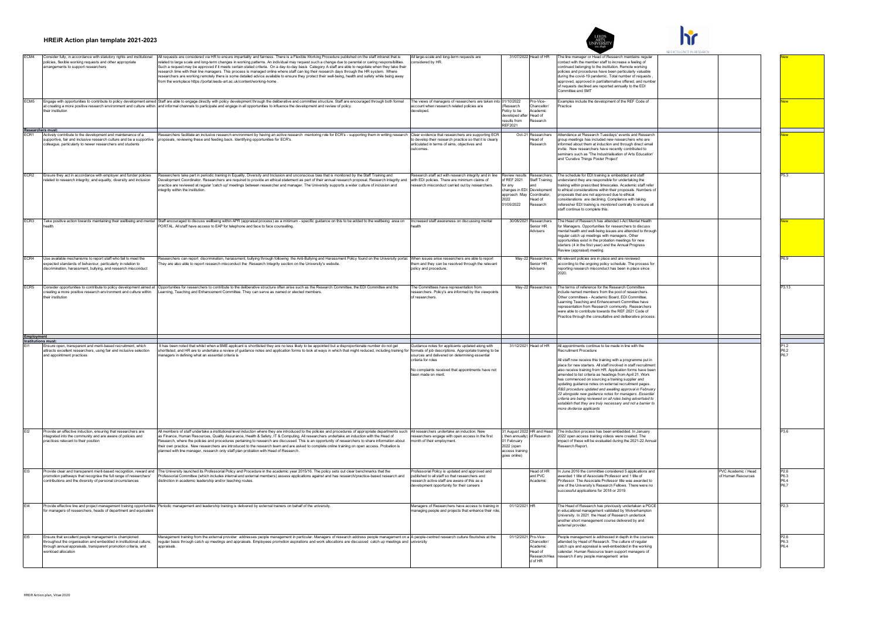# HREiR Action plan template 2021-2023

| | | | | | | | | | |
|---|---|---|---|---|---|---|---|---|---|
| ECM4 | Consider fully, in accordance with statutory rights and institutional policies, flexible working requests and other appropriate arrangements to support researchers | All requests are considered via HR to ensure impartiality and fairness. There is a Flexible Working Procedure published on the staff intranet that is related to large scale and long-term changes in working patterns. An individual may request such a change due to parental or caring responsibilities. Such a request may be approved if it meets certain stated criteria. On a day-to-day basis Category A staff are able to negotiate when they take their research time with their line managers. This process is managed online where staff can log their research days through the HR system. Where researchers are working remotely there is some detailed advice available to ensure they protect their well-being, health and safety while being away from the workplace https://portal.leeds-art.ac.uk/content/working-home . | All large-scale and long-term requests are considered by HR. | 31/07/2022 | Head of HR | The line manager or Head of Research maintains regular contact with the member staff to increase a feeling of continued belonging to the institution. Remote working policies and procedures have been particularly valuable during the covid-19 pandemic. Total number of requests , approved, approved in part/alternative offered, and number of requests declined are reported annually to the EDI Committee and SMT | | | New |
| ECM5 | Engage with opportunities to contribute to policy development aimed at creating a more positive research environment and culture within their institution | Staff are able to engage directly with policy development through the deliberative and committee structure. Staff are encouraged through both formal and informal channels to participate and engage in all opportunities to influence the development and review of policy. | The views of managers of researchers are taken into account when research related policies are developed. | 01/10/2022 (Research Policy to be developed after results from REF2021 | Pro-Vice-Chancellor/ Academic Head of Research | Examples include the development of the REF Code of Practice | | | New |
| **Researchers must:** | | | | | | | | | |
| ECR1 | Actively contribute to the development and maintenance of a supportive, fair and inclusive research culture and be a supportive colleague, particularly to newer researchers and students | Researchers facilitate an inclusive research environment by having an active research mentoring role for ECR's - supporting them in writing research proposals, reviewing these and feeding back. Identifying opportunities for ECR's. | Clear evidence that researchers are supporting ECR to develop their research practice so that it is clearly articulated in terms of aims, objectives and outcomes. | Oct-21 | Researchers Head of Research | Attendance at 'Research Tuesdays' events and Research group meetings has included new researchers who are informed about them at induction and through direct email invite. New researchers have recently contributed to seminars such as 'The Industrialisation of Arts Education' and 'Curative Things Poster Project' | | | New |
| ECR2 | Ensure they act in accordance with employer and funder policies related to research integrity, and equality, diversity and inclusion | Researchers take part in periodic training in Equality, Diversity and Inclusion and unconscious bias that is monitored by the Staff Training and Development Coordinator. Researchers are required to provide an ethical statement as part of their annual research proposal. Research integrity and practice are reviewed at regular 'catch up' meetings between researcher and manager. The University supports a wider culture of inclusion and integrity within the institution. | Research staff act with research integrity and in line with EDI policies. There are minimum claims of research misconduct carried out by researchers. | Review results of REF 2021 for any changes in EDI approach May 2022 01/05/2022 | Researchers, Staff Training and Development Coordinator, Head of Research | The schedule for EDI training is embedded and staff understand they are responsible for undertaking the training within prescribed timescales. Academic staff refer to ethical considerations within their proposals. Numbers of proposals that are not approved due to ethical considerations are declining. Compliance with taking refresher EDI training is monitored centrally to ensure all staff continue to complete this. | | | P5.3 |
| ECR3 | Take positive action towards maintaining their wellbeing and mental health | Staff encouraged to discuss wellbeing within APR (appraisal process) as a minimum - specific guidance on this to be added to the wellbeing area on PORTAL. All staff have access to EAP for telephone and face to face counselling. | Increased staff awareness on discussing mental health | 30/06/2021 | Researchers Senior HR Advisers | The Head of Research has attended I-Act Mental Health for Managers. Opportunities for researchers to discuss mental health and well-being issues are attended to through regular catch up meetings with managers. Other opportunities exist in the probation meetings for new starters (4 in the first year) and the Annual Progress Review (appraisal) meeting. | | | New |
| ECR4 | Use available mechanisms to report staff who fail to meet the expected standards of behaviour, particularly in relation to discrimination, harassment, bullying, and research misconduct | Researchers can report discrimination, harassment, bullying through following the Anti-Bullying and Harassment Policy found on the University portal. They are also able to report research misconduct the Research Integrity section on the University's website. | When issues arise researchers are able to report them and they can be resolved through the relevant policy and procedure. | May-22 | Researchers, Senior HR Advisers | All relevant policies are in place and are reviewed according to the ongoing policy schedule. The process for reporting research misconduct has been in place since 2020. | | | P6.9 |
| ECR5 | Consider opportunities to contribute to policy development aimed at creating a more positive research environment and culture within their institution | Opportunities for researchers to contribute to the deliberative structure often arise such as the Research Committee, the EDI Committee and the Learning, Teaching and Enhancement Committee. They can serve as named or elected members. | The Committees have representation from researchers. Policy's are informed by the viewpoints of researchers. | May-22 | Researchers | The terms of reference for the Research Committee include named members from the pool of researchers. Other committees - Academic Board, EDI Committee, Learning Teaching and Enhancement Committee have representation from Research community. Researchers were able to contribute towards the REF 2021 Code of Practice through the consultative and deliberative process. | | | P3.13 |
| **Employment** | | | | | | | | | |
| **Institutions must:** | | | | | | | | | |
| EI1 | Ensure open, transparent and merit-based recruitment, which attracts excellent researchers, using fair and inclusive selection and appointment practices | It has been noted that whilst when a BME applicant is shortlisted they are no less likely to be appointed but a disproportionate number do not get shortlisted, and HR are to undertake a review of guidance notes and application forms to look at ways in which that might reduced, including training for managers in defining what an essential criteria is | Guidance notes for applicants updated along with formats of job descriptions. Appropriate training to be sources and delivered on determining essential criteria for roles<br><br>No complaints received that appointments have not been made on merit. | 31/12/2021 | Head of HR | All appointments continue to be made in line with the Recruitment Procedure<br><br>All staff now receive this training with a programme put in place for new starters. All staff involved in staff recruitment also receive training from HR. Application forms have been amended to list criteria as headings from April 21. Work has commenced on sourcing a training supplier and updating guidance notes on external recruitment pages. *R&S procedure updated and awaiting approval in February 22 alongside new guidance notes for managers. Essential criteria are being reviewed on all roles being advertised to establish that they are truly necessary and not a barrier to more dvderse applicants* | | | P1.2<br>P6.2<br>P6.7 |
| EI2 | Provide an effective induction, ensuring that researchers are integrated into the community and are aware of policies and practices relevant to their position | All members of staff undertake a institutional level induction where they are introduced to the policies and procedures of appropriate departments such as Finance, Human Resources, Quality Assurance, Health & Safety, IT & Computing. All researchers undertake an induction with the Head of Research, where the policies and procedures pertaining to research are discussed. This is an opportunity of researchers to share information about their own practice. New researchers are introduced to the research team and are asked to complete online training on open access. Probation is planned with line manager, research only staff plan probation with Head of Research . | All researchers undertake an induction. New researchers engage with open access in the first month of their employment. | 31 August 2022 ( then annually) 01 February 2022 (open access training goes online) | HR and Head of Research | The induction process has been embedded. In January 2022 open access training videos were created. The impact of these will be evaluated during the 2021-22 Annual Research Report. | | | P3.6 |
| EI3 | Provide clear and transparent merit-based recognition, reward and promotion pathways that recognise the full range of researchers' contributions and the diversity of personal circumstances | The University launched its Professorial Policy and Procedure in the academic year 2015/16. The policy sets out clear benchmarks that the Professorial Committee (which includes internal and external members) assess applications against and has research/practice-based research and distinction in academic leadership and/or teaching routes. | Professorial Policy is updated and approved and published to all staff so that researchers and research active staff are aware of this as a development opportunity for their careers | | Head of HR and PVC Academic | In June 2016 the committee considered 5 applications and awarded 1 title of Associate Professor and 1 title of Professor. The Associate Professor title was awarded to one of the University's Research Fellows. There were no successful applications for 2018 or 2019. | | PVC Academic / Head of Human Resources | P2.6<br>P6.3<br>P6.4<br>P6.7 |
| EI4 | Provide effective line and project management training opportunities for managers of researchers, heads of department and equivalent | Periodic management and leadership training is delivered by external trainers on behalf of the university. | Managers of Researchers have access to training in managing people and projects that enhance their role. | 01/12/2021 | HR | The Head of Research has previously undertaken a PGCE in educational management validated by Wolverhampton University. In 2021 the Head of Research undertook another short management course delivered by and external provider. | | | P2.3 |
| EI5 | Ensure that excellent people management is championed throughout the organisation and embedded in institutional culture, through annual appraisals, transparent promotion criteria, and workload allocation | Management training from the external provider addresses people management in particular. Managers of research address people management on a regular basis through catch up meetings and appraisals. Employees promotion aspirations and work allocations are discussed catch up meetings and appraisals. | A people-centred research culture flourishes at the university | 01/12/2021 | Pro-Vice-Chancellor Academic Head of Research/Head of HR | People management is addressed in depth in the courses attended by Head of Research. The culture of regular catch ups and appraisal is well-embedded in the working calendar. Human Resource team support managers of research if any people management arise | | | P2.6<br>P6.3<br>P6.4 |

HREiR Action plan, Vitae 2020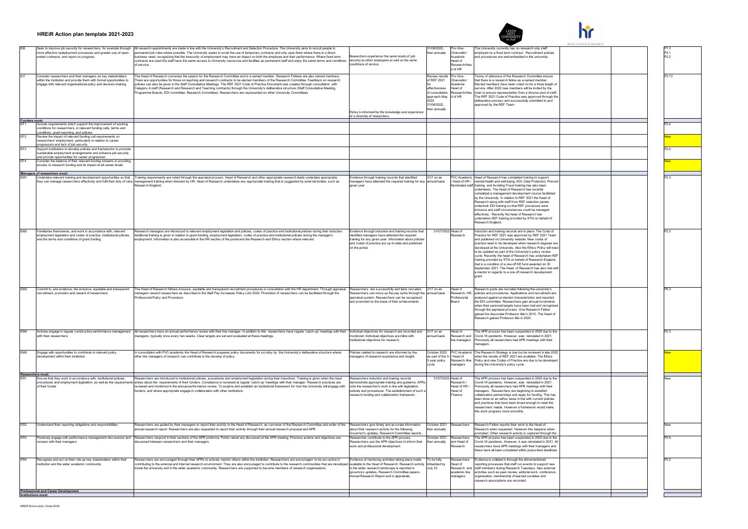# HREiR Action plan template 2021-2023

| | | | | | | | | | |
|---|---|---|---|---|---|---|---|---|---|
| EI6 | Seek to improve job security for researchers, for example through more effective redeployment processes and greater use of open-ended contracts, and report on progress | All research appointments are made in line with the University's Recruitment and Selection Procedure. The University aims to recruit people to permanent job roles where possible. The University seeks to avoid the use of temporary contracts and only uses them where there is a direct business need, recognizing that the insecurity of employment may have an impact on both the employee and their performance. Where fixed term contracts are used the staff have the same access to University resources and facilities as permanent staff and enjoy the same terms and conditions of service. | Researchers experience the same levels of job security as other employees as well as the same conditions of service. | 31/08/2022, then annually | Pro-Vice-Chancellor/ Academic Head of Research/Head of HR | The University currently has no research only staff employed on a fixed term contract. Recruitment policies and procedures are well embedded in the university. | | | P1.3 P2.1 P2.2 |
| EI7 | Consider researchers and their managers as key stakeholders within the institution and provide them with formal opportunities to engage with relevant organisational policy and decision-making | The Head of Research convenes the papers for the Research Committee and is a named member. Research Fellows are also named members. There are opportunities for those on teaching and research contracts to be elected members of the Research Committee. Feedback on research policies can also be given in the Staff Consultative Meetings. The REF 2021 Code of Practice Document was created through consultation with Category A staff (Research and Research and Teaching contracts) through the University's deliberative structure (Staff Consultative Meeting, Programme Boards, EDI committee, Research Committee). Researchers are represented on other University Committees | Policy is informed by the knowledge and experience of a diversity of researchers. | Review results of REF 2021 for effectiveness of consultation approach May 2022 31/08/2022, then annually | Pro-Vice-Chancellor/ Academic Head of Research/Head of HR | Terms of reference of the Research Committee ensure that there is a research fellow as a named member. Elected members have been voted on for a three length of service. After 2022 new members will be invited by the chair to ensure representation from a diverse pool of staff. The REF 2021 Code of Practice was approved through the deliberative process and successfully submitted to and approved by the REF Team. | | | P3.13 |
| **Funders must:** | | | | | | | | | |
| EF1 | Include requirements which support the improvement of working conditions for researchers, in relevant funding calls, terms and conditions, grant reporting, and policies | | | | | | | | P2.4 |
| EF2 | Review the impact of relevant funding call requirements on researchers' employment, particularly in relation to career progression and lack of job security | | | | | | | | New |
| EF3 | Support institutions to develop policies and frameworks to promote sustainable employment arrangements and enhance job security, and provide opportunities for career progression | | | | | | | | P2.4 |
| EF4 | Consider the balance of their relevant funding streams in providing access to research funding and its impact at all career levels | | | | | | | | New |
| **Managers of researchers must:** | | | | | | | | | |
| EM1 | Undertake relevant training and development opportunities so that they can manage researchers effectively and fulfil their duty of care | Training requirements are noted through the appraisal process. Head of Research and other appropriate research leads undertake appropriate management training when directed by HR. Head of Research undertakes any appropriate training that is suggested by external bodies, such as Research England. | Evidence through training records that identified managers have attended the required training for any given year | 31/7 on an annual basis | PVC Academic / Head of HR / Nominated staff | Head of Research has completed training to support mental-health and well-being, EDI, Data Protection, Prevent training and Avoiding Fraud training has also been undertaken. The Head of Research has recently completed a management development course facilitated by the University. In relation to REF 2021 the Head of Research along with staff from REF selection panels undertook EDI training so that REF processes were inclusive and staff circumstances could be managed effectively. Recently the head of Research has undertaken KEF training provided by KTN on beheld of Research England. | | | P2.3 |
| EM2 | Familiarise themselves, and work in accordance with, relevant employment legislation and codes of practice, institutional policies, and the terms and conditions of grant funding | Research managers are introduced to relevant employment legislation and policies, codes of practice and institutional policies during their induction. Additional training is given in relation to grant funding, employment legislation, codes of practice and institutional policies during the manager's employment. Information is also accessible in the HR section of the portal and the Research and Ethics section where relevant. | Evidence through induction and training records that identified managers have attended the required training for any given year. Information about relevant policies and codes of practice are up-to-date and published on the portal. | 31/07/2022 | Head of Research | Induction and training records are in place. The Code of Practice for REF 2021 was approved by REF 2021 Team and published on University website. New codes of practice need to be developed when research degrees are developed at the University. Also the Ethics Policy will need to be updated as part of the University's policy review cycle. Recently the head of Research has undertaken KEF training provided by KTN on beheld of Research England, that is a condition of a one-off KE fund awarded on 30 September 2021. The Head of Research has also met with a mentor in regards to a one off research development grant. | | | P2.2 |
| EM3 | Commit to, and evidence, the inclusive, equitable and transparent recruitment, promotion and reward of researchers | The Head of Research follows inclusive, equitable and transparent recruitment procedures in consultation with the HR department. Through appraisal managers reward researchers as described in the Staff Pay Increases Policy LAU 2020. Promotion of researchers can be facilitated through the Professorial Policy and Procedure. | Researchers are successfully and fairly recruited. Researchers can move up the pay spine through the appraisal system. Researchers can be recognised and promoted on the basis of their achievements | 31/7 on an annual basis | Head of Research, HR, Professorial Board | Research posts are recruited following the university's policies and procedures. Applications and recruitment are analysed against protected characteristics and reported the EDI committee. Researchers gain annual increments when their personal targets have been met and recognised through the appraisal process. One Research Fellow gained the Associate Professor title in 2015. The Head of Research gained Professor title in 2020. | | | P6.3 |
| EM4 | Actively engage in regular constructive performance management with their researchers | All researchers have an annual performance review with their line manager. In addition to this researchers have regular 'catch-up' meetings with their managers, typically once every two weeks. Clear targets are set and evaluated at these meetings. | Individual objectives for research are recorded and monitored. Individual objectives are inline with institutional objectives for research. | 31/7 on an annual basis | Head of Research and line managers | The APR process has been suspended in 2020 due to the Covid-19 pandemic. However, was reinstated in 2021. Previously all researchers had APR meetings with their managers . | | | P2.3 |
| EM5 | Engage with opportunities to contribute to relevant policy development within their institution | In consultation with PVC-academic the Head of Research prepares policy documents for scrutiny by the University's deliberative structure where other line managers of research can contribute to the develop of policy. | Policies related to research are informed by the managers of research experience and insight. | October 2022 as part of the 3-5 year policy cycle | PVC Academic / Head of Research /line managers | The Research Strategy is due too be reviewed in late 2022 when the results of REF 2021 are available. The Ethics Policy and new Codes of Practice are due to be developed during the University's policy cycle. | | | New |
| **Researchers must:** | | | | | | | | | |
| ER1 | Ensure that they work in accordance with, institutional policies, procedures and employment legislation, as well as the requirements of their funder | Researchers are introduced to institutional policies, procedures and employment legislation during their inductions. Training is given when the need arises about the requirements of their funders. Compliance is reviewed at regular 'catch-up' meetings with their manager. Research practices are reviewed and monitored in the annual performance review. To explore and establish an institutional framework for how the University will engage with funders, and where appropriate engage in collaboration with other institutions | Researchers induction and training records demonstrate appropriate training and guidance. APRs note the researcher's work in line with legislation, policies and procedures. The establishment of such a research funding and collaboration framework. | 31/07/2023 | Head of Research / Head of HR / Head of Finance | The APR process has been suspended in 2020 due to the Covid-19 pandemic. However, was reinstated in 2021. Previously all researchers had APR meetings with their managers . Researchers are beginning to establish collaborative partnerships and apply for funding. This has been done on an adhoc basis in line with current policies and practices that have been broad enough to meet the researchers' needs. However a framework would make this work progress more smoothly. | | | New |
| ER2 | Understand their reporting obligations and responsibilities | Researchers are guided by their managers to report their activity to the Head of Research, as convener of the Research Committee and writer of the annual research report. Researchers are also requested to report their activity through their annual research proposal and APR. | Researchers give timely and accurate information about their research activity for the following: Governor's updates, Research Committee reports, | October 2021 then annually | Researchers | Research Fellow reports their work to the Head of Research when requested. However this happens when prompted. Other research activity is captured through the | | | New |
| ER3 | Positively engage with performance management discussions and reviews with their managers | Researchers respond in their sections of the APR proforma. Points raised are discussed at the APR meeting. Previous actions and objectives are discussed between researchers and their managers. | Researcher contribute to the APR process. Researchers use the APR objectives to inform their work and professional development. | October 2021 then annually | Researchers and Head of Research | The APR process has been suspended in 2020 due to the Covid-19 pandemic. However, it was reinstated in 2021. All researchers have APR meetings with their managers and these have all been completed within prescribed deadlines. | | | P5.6 |
| ER4 | Recognise and act on their role as key stakeholders within their institution and the wider academic community | Researchers are encouraged through their APRs to actively mentor others within the institution. Researchers are encouraged to be pro-active in contributing to the external and internal research environment. They are also encouraged to contribute to the research communities that are developed inside the university and in the wider academic community. Researchers are supported to become members of research organisations. | Evidence of mentoring activities taking place made available to the Head of Research. Research activity in the wider research landscape is reported in governors updates, Research Committee papers, Annual Research Report and in appraisals. | To be fully imbedded by July 23 | Researchers Head of Research and academic line managers | Evidence is collated in through the aforementioned reporting processes that staff run events to support new staff members during Research Tuesdays. Also external activities such as peer-review, editorial work, conference organisation, membership of learned societies and research associations are recorded. | | | P5.2 |
| **Professional and Career Development** | | | | | | | | | |
| **Institutions must:** | | | | | | | | | |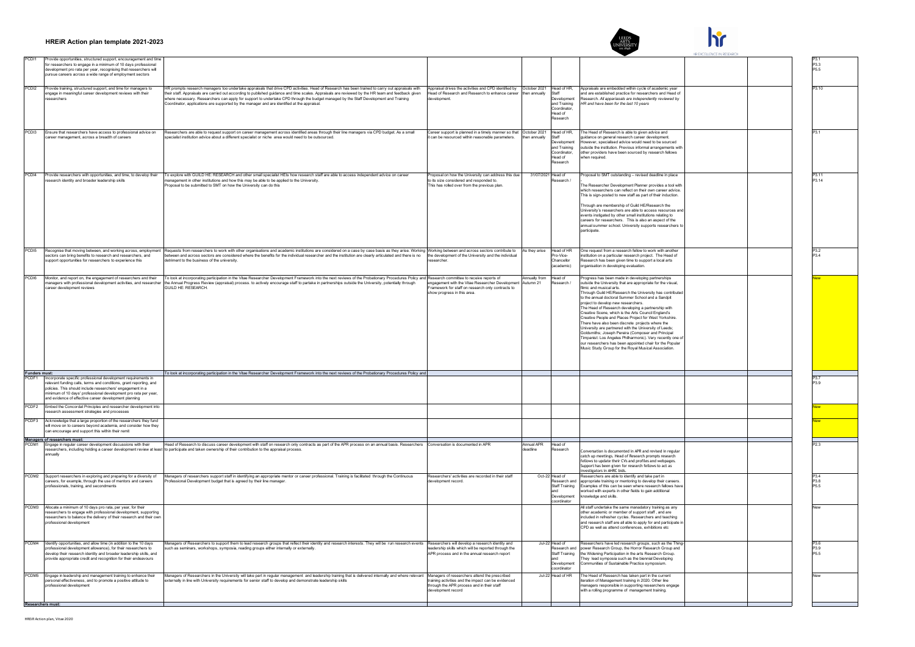# HREiR Action plan template 2021-2023

| | | | | | | | | | |
|---|---|---|---|---|---|---|---|---|---|
| PCDI1 | Provide opportunities, structured support, encouragement and time for researchers to engage in a minimum of 10 days professional development pro rata per year, recognising that researchers will pursue careers across a wide range of employment sectors | | | | | | | | P3.1 P3.3 P5.5 |
| PCDI2 | Provide training, structured support, and time for managers to engage in meaningful career development reviews with their researchers | HR prompts research managers too undertake appraisals that drive CPD activities. Head of Research has been trained to carry out appraisals with their staff. Appraisals are carried out according to published guidance and time scales. Appraisals are reviewed by the HR team and feedback given where necessary. Researchers can apply for support to undertake CPD through the budget managed by the Staff Development and Training Coordinator, applications are supported by the manager and are identified at the appraisal. | Appraisal drives the activities and CPD identified by Head of Research and Research to enhance career development. | October 2021 then annually | Head of HR, Staff Development and Training Coordinator, Head of Research | Appraisals are embedded within cycle of academic year and are established practice for researchers and Head of Research. *All apparaisals are independently reviewed by HR and have been for the last 10 years* | | | P3.10 |
| PCDI3 | Ensure that researchers have access to professional advice on career management, across a breadth of careers | Researchers are able to request support on career management across identified areas through their line managers via CPD budget. As a small specialist institution advice about a different specialist or niche area would need to be outsourced. | Career support is planned in a timely manner so that it can be resourced within reasonable parameters. | October 2021 then annually | Head of HR, Staff Development and Training Coordinator, Head of Research | The Head of Research is able to given advice and guidance on general research career development. However, specialised advice would need to be sourced outside the institution. Previous informal arrangements with other providers have been sourced by research fellows when required. | | | P3.1 |
| PCDI4 | Provide researchers with opportunities, and time, to develop their research identity and broader leadership skills | To explore with GUILD HE: RESEARCH and other small specialist HEIs how research staff are able to access independent advice on career management in other institutions and how this may be able to be applied to the University. Proposal to be submitted to SMT on how the University can do this | Proposal on how the University can address this due to its size considered and responded to. This has rolled over from the previous plan. | 31/07/2021 | Head of Research / | Proposal to SMT outstanding – revised deadline in place<br><br>The Researcher Development Planner provides a tool with which researchers can reflect on their own career advice. This is sign-posted to new staff as part of their induction.<br><br>Through are membership of Guild HE/Research the University's researchers are able to access resources and events instigated by other small institutions relating to careers for researchers. This is also an aspect of the annual summer school. University supports researchers to participate. | | | P3.11 P3.14 |
| PCDI5 | Recognise that moving between, and working across, employment sectors can bring benefits to research and researchers, and support opportunities for researchers to experience this | Requests from researchers to work with other organisations and academic institutions are considered on a case by case basis as they arise. Working between and across sectors are considered where the benefits for the individual researcher and the institution are clearly articulated and there is no detriment to the business of the university. | Working between and across sectors contribute to the development of the University and the individual researcher. | As they arise | Head of HR Pro-Vice-Chancellor (academic) | One request from a research fellow to work with another institution on a particular research project. The Head of Research has been given time to support a local arts organisation in developing evaluation. | | | P3.2 P3.4 |
| PCDI6 | Monitor, and report on, the engagement of researchers and their managers with professional development activities, and researcher career development reviews | To look at incorporating participation in the Vitae Researcher Development Framework into the next reviews of the Probationary Procedures Policy and the Annual Progress Review (appraisal) process. to actively encourage staff to partake in partnerships outside the University, potentially through GUILD HE: RESEARCH. | Research committee to receive reports of engagement with the Vitae Researcher Development Framework for staff on research only contracts to show progress in this area. | Annually from Autumn 21 | Head of Research / | Progress has been made in developing partnerships outside the University that are appropriate for the visual, filmic and musical arts.<br>Through Guild HE/Research the University has contributed to the annual doctoral Summer School and a Sandpit project to develop new researchers.<br>The Head of Research developing a partnership with Creative Scene, which is the Arts Council England's Creative People and Places Project for West Yorkshire.<br>There have also been discrete projects where the University are partnered with the University of Leeds; Goldsmiths; Joseph Pereira (Composer and Principal Timpanist; Los Angeles Philharmonic). Very recently one of our researchers has been appointed chair for the Popular Music Study Group for the Royal Musical Association. | | | New |
| **Funders must:** | | To look at incorporating participation in the Vitae Researcher Development Framework into the next reviews of the Probationary Procedures Policy and | | | | | | | |
| PCDF1 | Incorporate specific professional development requirements in relevant funding calls, terms and conditions, grant reporting, and policies. This should include researchers' engagement in a minimum of 10 days' professional development pro rata per year, and evidence of effective career development planning | | | | | | | | P3.7 P3.9 |
| PCDF2 | Embed the Concordat Principles and researcher development into research assessment strategies and processes | | | | | | | | New |
| PCDF3 | Acknowledge that a large proportion of the researchers they fund will move on to careers beyond academia, and consider how they can encourage and support this within their remit | | | | | | | | New |
| **Managers of researchers must:** | | | | | | | | | |
| PCDM1 | Engage in regular career development discussions with their researchers, including holding a career development review at least annually | Head of Research to discuss career development with staff on research only contracts as part of the APR process on an annual basis. Researchers to participate and taken ownership of their contribution to the appraisal process. | Conversation is documented in APR | Annual APR deadline | Head of Research | Conversation is documented in APR and revised in regular catch up meetings. Head of Research prompts research fellows to update their CVs and profiles and webpages. Support has been given for research fellows to act as investigators in AHRC bids. | | | P2.3 |
| PCDM2 | Support researchers in exploring and preparing for a diversity of careers, for example, through the use of mentors and careers professionals, training, and secondments | Managers of researchers support staff in identifying an appropriate mentor or career professional. Training is facilitated through the Continuous Professional Development budget that is agreed by their line manager. | Researchers' activities are recorded in their staff development record. | Oct-22 | Head of Research and Staff Training and Development coordinator | Researchers are able to identify and take part in appropriate training or mentoring to develop their careers. Examples of this can be seen where research fellows have worked with experts in other fields to gain additional knowledge and skills. | | | P3.4 P3.8 P5.5 |
| PCDM3 | Allocate a minimum of 10 days pro rata, per year, for their researchers to engage with professional development, supporting researchers to balance the delivery of their research and their own professional development | | | | | All staff undertake the same manadatory training as any other academic or member of support staff , and are included in refresher cycles. Researchers and teaching and research staff are all able to apply for and participate in CPD as well as attend conferences, exhibitions etc | | | New |
| PCDM4 | Identify opportunities, and allow time (in addition to the 10 days professional development allowance), for their researchers to develop their research identity and broader leadership skills, and provide appropriate credit and recognition for their endeavours | Managers of Researchers to support them to lead research groups that reflect their identity and research interests. They will be run research events such as seminars, workshops, symposia, reading groups either internally or externally. | Researchers will develop a research identity and leadership skills which will be reported through the APR process and in the annual research report | Jul-22 | Head of Research and Staff Training and Development coordinator | Researchers have led research groups, such as the Thing-power Research Group, the Horror Research Group and the Widening Participation in the arts Research Group. They lead symposia such as the biennial Developing Communities of Sustainable Practice symposium. | | | P3.6 P3.9 P5.5 |
| PCDM5 | Engage in leadership and management training to enhance their personal effectiveness, and to promote a positive attitude to professional development | Managers of Researchers in the University will take part in regular management and leadership training that is delivered internally and where relevant externally in line with University requirements for senior staff to develop and demonstrate leadership skills | Managers of researchers attend the prescribed training activities and the impact can be evidenced through the APR process and in their staff development record | Jul-22 | Head of HR | The Head of Research has taken part in the current iteration of Management training in 2020. Other line managers responsible in supporting researchers engage with a rolling programme of management training. | | | New |
| **Researchers must:** | | | | | | | | | |

HREiR Action plan, Vitae 2020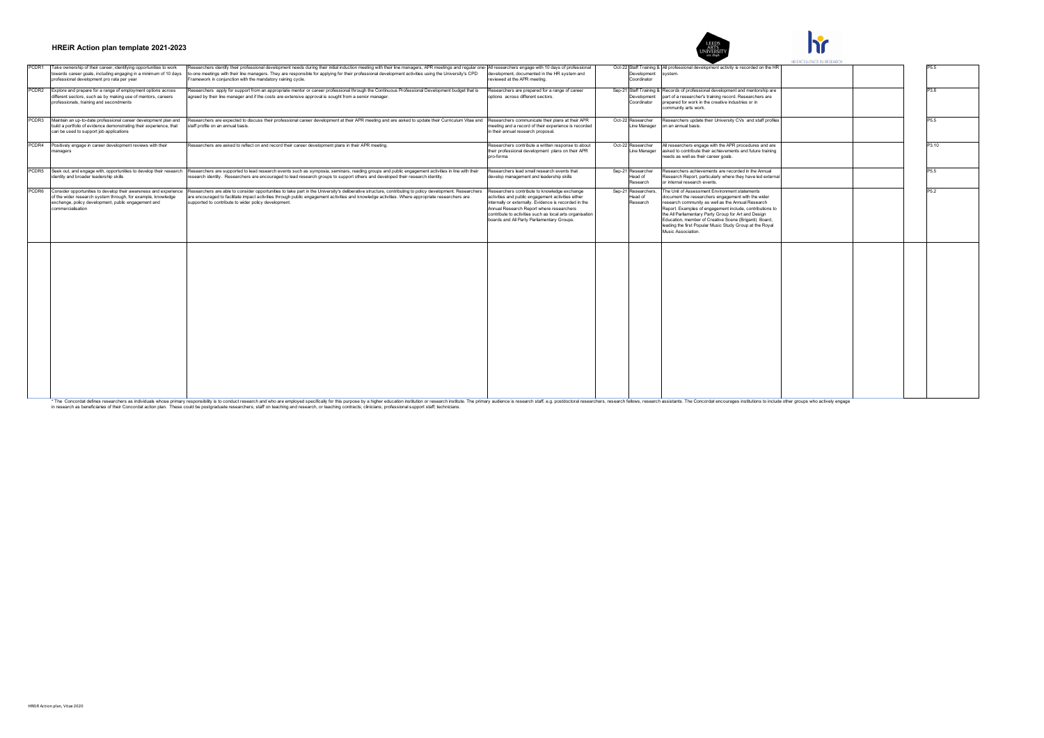## HREiR Action plan template 2021-2023

| | | | | | | | | | | |
|---|---|---|---|---|---|---|---|---|---|---|
| PCDR1 | Take ownership of their career, identifying opportunities to work towards career goals, including engaging in a minimum of 10 days professional development pro rata per year | Researchers identify their professional development needs during their initial induction meeting with their line managers, APR meetings and regular one-to-one meetings with their line managers. They are responsible for applying for their professional development activities using the University's CPD Framework in conjunction with the mandatory raining cycle. | All researchers engage with 10 days of professional development, documented in the HR system and reviewed at the APR meeting. | Oct-22 | Staff Training & Development Coordinator | All professional development activity is recorded on the HR system. | | | | P5.5 |
| PCDR2 | Explore and prepare for a range of employment options across different sectors, such as by making use of mentors, careers professionals, training and secondments | Researchers apply for support from an appropriate mentor or career professional through the Continuous Professional Development budget that is agreed by their line manager and if the costs are extensive approval is sought from a senior manager. | Researchers are prepared for a range of career options across different sectors. | Sep-21 | Staff Training & Development Coordinator | Records of professional development and mentorship are part of a researcher's training record. Researchers are prepared for work in the creative industries or in community arts work. | | | | P3.6 |
| PCDR3 | Maintain an up-to-date professional career development plan and build a portfolio of evidence demonstrating their experience, that can be used to support job applications | Researchers are expected to discuss their professional career development at their APR meeting and are asked to update their Curriculum Vitae and staff profile on an annual basis. | Researchers communicate their plans at their APR meeting and a record of their experience is recorded in their annual research proposal. | Oct-22 | Researcher Line Manager | Researchers update their University CVs and staff profiles on an annual basis. | | | | P5.5 |
| PCDR4 | Positively engage in career development reviews with their managers | Researchers are asked to reflect on and record their career development plans in their APR meeting. | Researchers contribute a written response to about their professional development plans on their APR pro-forma. | Oct-22 | Researcher Line Manager | All researchers engage with the APR procedures and are asked to contribute their achievements and future training needs as well as their career goals. | | | | P3.10 |
| PCDR5 | Seek out, and engage with, opportunities to develop their research identity and broader leadership skills | Researchers are supported to lead research events such as symposia, seminars, reading groups and public engagement activities in line with their research identity. Researchers are encouraged to lead research groups to support others and developed their research identity. | Researchers lead small research events that develop management and leadership skills | Sep-21 | Researcher Head of Research | Researchers achievements are recorded in the Annual Research Report, particularly where they have led external or internal research events. | | | | P5.5 |
| PCDR6 | Consider opportunities to develop their awareness and experience of the wider research system through, for example, knowledge exchange, policy development, public engagement and commercialisation | Researchers are able to consider opportunities to take part in the University's deliberative structure, contributing to policy development. Researchers are encouraged to facilitate impact activities through public engagement activities and knowledge activities. Where appropriate researchers are supported to contribute to wider policy development. | Researchers contribute to knowledge exchange activities and public engagement activities either internally or externally. Evidence is recorded in the Annual Research Report where researchers contribute to activities such as local arts organisation boards and All Party Parliamentary Groups. | Sep-21 | Researchers, Head of Research | The Unit of Assessment Environment statements document the researchers engagement with the wider research community as well as the Annual Research Report. Examples of engagement include, contributions to the All Parliamentary Party Group for Art and Design Education, member of Creative Scene (Briganti) Board, leading the first Popular Music Study Group at the Royal Music Association. | | | | P5.2 |

* The Concordat defines researchers as individuals whose primary responsibility is to conduct research and who are employed specifically for this purpose by a higher education institution or research institute. The primary audience is research staff, e.g. postdoctoral researchers, research fellows, research assistants. The Concordat encourages institutions to include other groups who actively engage in research as beneficiaries of their Concordat action plan. These could be postgraduate researchers; staff on teaching and research, or teaching contracts; clinicians; professional support staff, technicians.

HREiR Action plan, Vitae 2020